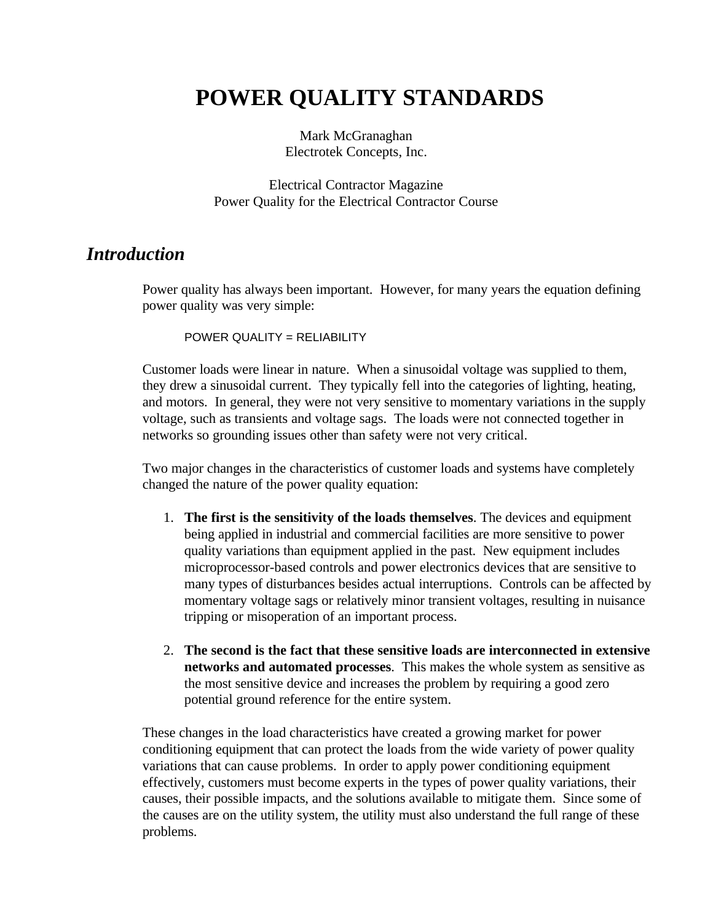# POWER QUALITY STANDARDS

Mark McGranaghan
Electrotek Concepts, Inc.

Electrical Contractor Magazine
Power Quality for the Electrical Contractor Course

## *Introduction*

Power quality has always been important. However, for many years the equation defining power quality was very simple:

POWER QUALITY = RELIABILITY

Customer loads were linear in nature. When a sinusoidal voltage was supplied to them, they drew a sinusoidal current. They typically fell into the categories of lighting, heating, and motors. In general, they were not very sensitive to momentary variations in the supply voltage, such as transients and voltage sags. The loads were not connected together in networks so grounding issues other than safety were not very critical.

Two major changes in the characteristics of customer loads and systems have completely changed the nature of the power quality equation:

1. **The first is the sensitivity of the loads themselves**. The devices and equipment being applied in industrial and commercial facilities are more sensitive to power quality variations than equipment applied in the past. New equipment includes microprocessor-based controls and power electronics devices that are sensitive to many types of disturbances besides actual interruptions. Controls can be affected by momentary voltage sags or relatively minor transient voltages, resulting in nuisance tripping or misoperation of an important process.

2. **The second is the fact that these sensitive loads are interconnected in extensive networks and automated processes**. This makes the whole system as sensitive as the most sensitive device and increases the problem by requiring a good zero potential ground reference for the entire system.

These changes in the load characteristics have created a growing market for power conditioning equipment that can protect the loads from the wide variety of power quality variations that can cause problems. In order to apply power conditioning equipment effectively, customers must become experts in the types of power quality variations, their causes, their possible impacts, and the solutions available to mitigate them. Since some of the causes are on the utility system, the utility must also understand the full range of these problems.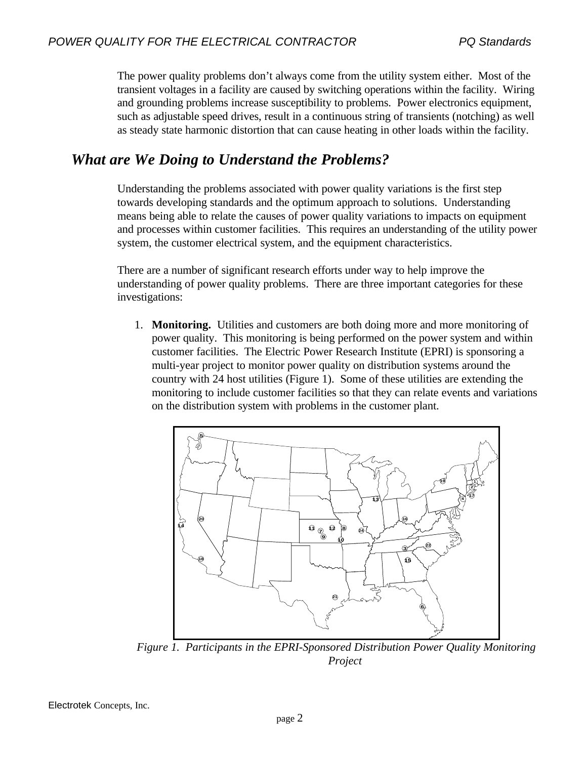The power quality problems don't always come from the utility system either. Most of the transient voltages in a facility are caused by switching operations within the facility. Wiring and grounding problems increase susceptibility to problems. Power electronics equipment, such as adjustable speed drives, result in a continuous string of transients (notching) as well as steady state harmonic distortion that can cause heating in other loads within the facility.

## *What are We Doing to Understand the Problems?*

Understanding the problems associated with power quality variations is the first step towards developing standards and the optimum approach to solutions. Understanding means being able to relate the causes of power quality variations to impacts on equipment and processes within customer facilities. This requires an understanding of the utility power system, the customer electrical system, and the equipment characteristics.

There are a number of significant research efforts under way to help improve the understanding of power quality problems. There are three important categories for these investigations:

1. **Monitoring.** Utilities and customers are both doing more and more monitoring of power quality. This monitoring is being performed on the power system and within customer facilities. The Electric Power Research Institute (EPRI) is sponsoring a multi-year project to monitor power quality on distribution systems around the country with 24 host utilities (Figure 1). Some of these utilities are extending the monitoring to include customer facilities so that they can relate events and variations on the distribution system with problems in the customer plant.

*Figure 1. Participants in the EPRI-Sponsored Distribution Power Quality Monitoring Project*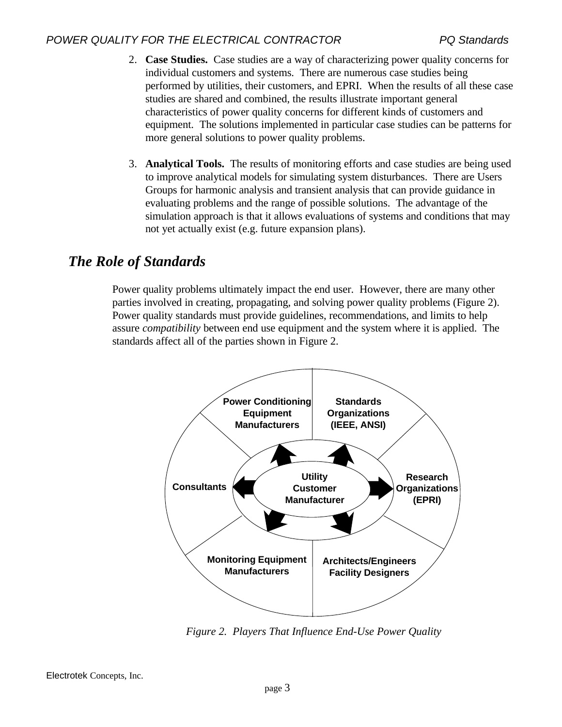2. **Case Studies.** Case studies are a way of characterizing power quality concerns for individual customers and systems. There are numerous case studies being performed by utilities, their customers, and EPRI. When the results of all these case studies are shared and combined, the results illustrate important general characteristics of power quality concerns for different kinds of customers and equipment. The solutions implemented in particular case studies can be patterns for more general solutions to power quality problems.

3. **Analytical Tools.** The results of monitoring efforts and case studies are being used to improve analytical models for simulating system disturbances. There are Users Groups for harmonic analysis and transient analysis that can provide guidance in evaluating problems and the range of possible solutions. The advantage of the simulation approach is that it allows evaluations of systems and conditions that may not yet actually exist (e.g. future expansion plans).

## *The Role of Standards*

Power quality problems ultimately impact the end user. However, there are many other parties involved in creating, propagating, and solving power quality problems (Figure 2). Power quality standards must provide guidelines, recommendations, and limits to help assure *compatibility* between end use equipment and the system where it is applied. The standards affect all of the parties shown in Figure 2.

Power Conditioning Equipment Manufacturers

Standards Organizations (IEEE, ANSI)

Consultants

Utility Customer Manufacturer

Research Organizations (EPRI)

Monitoring Equipment Manufacturers

Architects/Engineers Facility Designers

*Figure 2. Players That Influence End-Use Power Quality*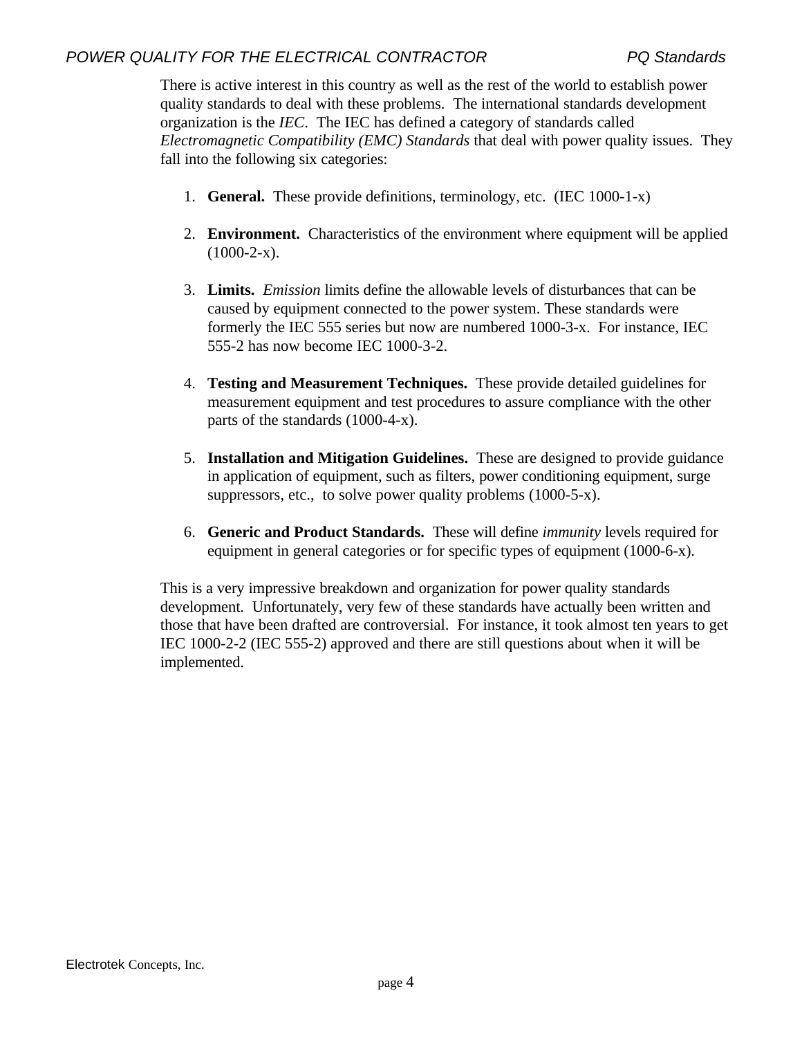There is active interest in this country as well as the rest of the world to establish power quality standards to deal with these problems. The international standards development organization is the *IEC*. The IEC has defined a category of standards called *Electromagnetic Compatibility (EMC) Standards* that deal with power quality issues. They fall into the following six categories:

1. **General.** These provide definitions, terminology, etc. (IEC 1000-1-x)

2. **Environment.** Characteristics of the environment where equipment will be applied (1000-2-x).

3. **Limits.** *Emission* limits define the allowable levels of disturbances that can be caused by equipment connected to the power system. These standards were formerly the IEC 555 series but now are numbered 1000-3-x. For instance, IEC 555-2 has now become IEC 1000-3-2.

4. **Testing and Measurement Techniques.** These provide detailed guidelines for measurement equipment and test procedures to assure compliance with the other parts of the standards (1000-4-x).

5. **Installation and Mitigation Guidelines.** These are designed to provide guidance in application of equipment, such as filters, power conditioning equipment, surge suppressors, etc., to solve power quality problems (1000-5-x).

6. **Generic and Product Standards.** These will define *immunity* levels required for equipment in general categories or for specific types of equipment (1000-6-x).

This is a very impressive breakdown and organization for power quality standards development. Unfortunately, very few of these standards have actually been written and those that have been drafted are controversial. For instance, it took almost ten years to get IEC 1000-2-2 (IEC 555-2) approved and there are still questions about when it will be implemented.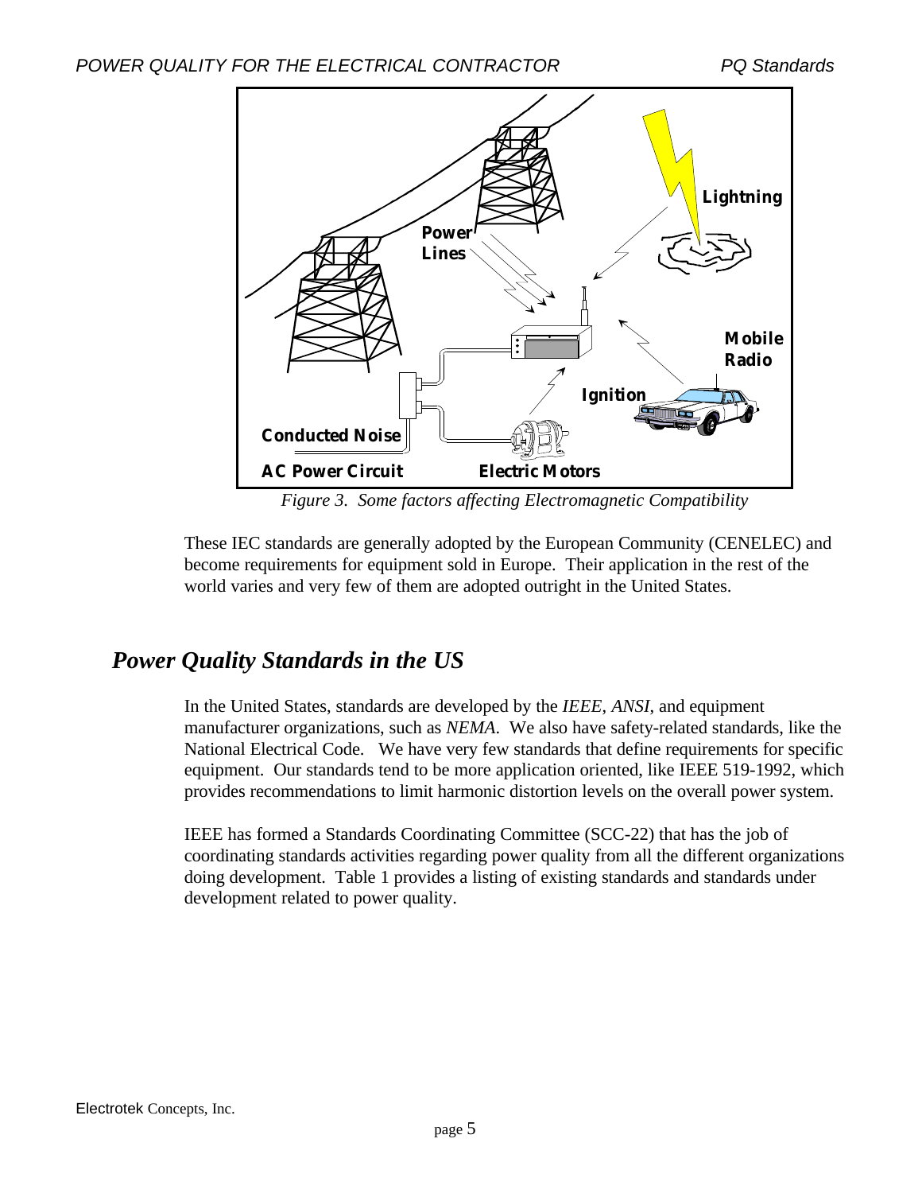Lightning

Power Lines

Mobile Radio

Ignition

Conducted Noise

AC Power Circuit

Electric Motors

*Figure 3. Some factors affecting Electromagnetic Compatibility*

These IEC standards are generally adopted by the European Community (CENELEC) and become requirements for equipment sold in Europe. Their application in the rest of the world varies and very few of them are adopted outright in the United States.

## *Power Quality Standards in the US*

In the United States, standards are developed by the *IEEE*, *ANSI*, and equipment manufacturer organizations, such as *NEMA*. We also have safety-related standards, like the National Electrical Code. We have very few standards that define requirements for specific equipment. Our standards tend to be more application oriented, like IEEE 519-1992, which provides recommendations to limit harmonic distortion levels on the overall power system.

IEEE has formed a Standards Coordinating Committee (SCC-22) that has the job of coordinating standards activities regarding power quality from all the different organizations doing development. Table 1 provides a listing of existing standards and standards under development related to power quality.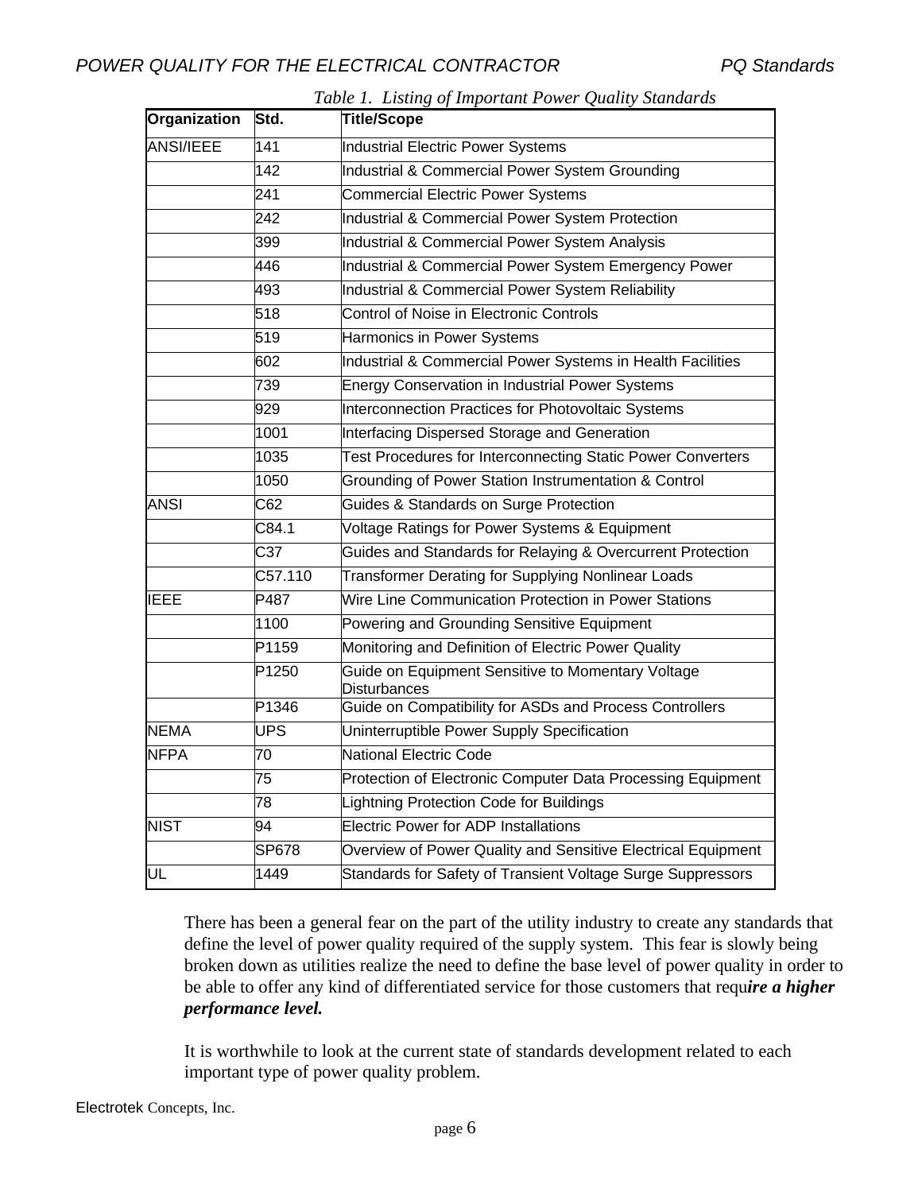*Table 1. Listing of Important Power Quality Standards*

| Organization | Std. | Title/Scope |
|---|---|---|
| ANSI/IEEE | 141 | Industrial Electric Power Systems |
| | 142 | Industrial & Commercial Power System Grounding |
| | 241 | Commercial Electric Power Systems |
| | 242 | Industrial & Commercial Power System Protection |
| | 399 | Industrial & Commercial Power System Analysis |
| | 446 | Industrial & Commercial Power System Emergency Power |
| | 493 | Industrial & Commercial Power System Reliability |
| | 518 | Control of Noise in Electronic Controls |
| | 519 | Harmonics in Power Systems |
| | 602 | Industrial & Commercial Power Systems in Health Facilities |
| | 739 | Energy Conservation in Industrial Power Systems |
| | 929 | Interconnection Practices for Photovoltaic Systems |
| | 1001 | Interfacing Dispersed Storage and Generation |
| | 1035 | Test Procedures for Interconnecting Static Power Converters |
| | 1050 | Grounding of Power Station Instrumentation & Control |
| ANSI | C62 | Guides & Standards on Surge Protection |
| | C84.1 | Voltage Ratings for Power Systems & Equipment |
| | C37 | Guides and Standards for Relaying & Overcurrent Protection |
| | C57.110 | Transformer Derating for Supplying Nonlinear Loads |
| IEEE | P487 | Wire Line Communication Protection in Power Stations |
| | 1100 | Powering and Grounding Sensitive Equipment |
| | P1159 | Monitoring and Definition of Electric Power Quality |
| | P1250 | Guide on Equipment Sensitive to Momentary Voltage Disturbances |
| | P1346 | Guide on Compatibility for ASDs and Process Controllers |
| NEMA | UPS | Uninterruptible Power Supply Specification |
| NFPA | 70 | National Electric Code |
| | 75 | Protection of Electronic Computer Data Processing Equipment |
| | 78 | Lightning Protection Code for Buildings |
| NIST | 94 | Electric Power for ADP Installations |
| | SP678 | Overview of Power Quality and Sensitive Electrical Equipment |
| UL | 1449 | Standards for Safety of Transient Voltage Surge Suppressors |

There has been a general fear on the part of the utility industry to create any standards that define the level of power quality required of the supply system. This fear is slowly being broken down as utilities realize the need to define the base level of power quality in order to be able to offer any kind of differentiated service for those customers that requ***ire a higher performance level.***

It is worthwhile to look at the current state of standards development related to each important type of power quality problem.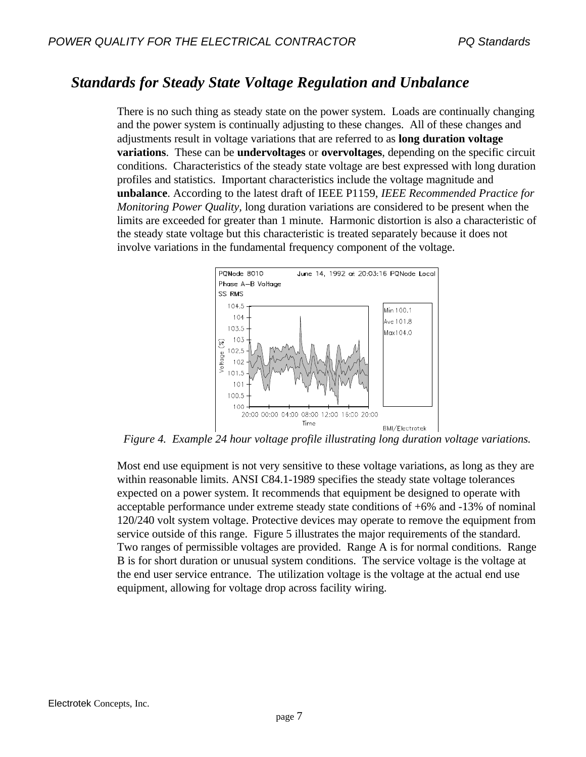## Standards for Steady State Voltage Regulation and Unbalance

There is no such thing as steady state on the power system. Loads are continually changing and the power system is continually adjusting to these changes. All of these changes and adjustments result in voltage variations that are referred to as **long duration voltage variations**. These can be **undervoltages** or **overvoltages**, depending on the specific circuit conditions. Characteristics of the steady state voltage are best expressed with long duration profiles and statistics. Important characteristics include the voltage magnitude and **unbalance**. According to the latest draft of IEEE P1159, *IEEE Recommended Practice for Monitoring Power Quality*, long duration variations are considered to be present when the limits are exceeded for greater than 1 minute. Harmonic distortion is also a characteristic of the steady state voltage but this characteristic is treated separately because it does not involve variations in the fundamental frequency component of the voltage.

PQNode 8010 June 14, 1992 at 20:03:16 PQNode Local
Phase A–B Voltage
SS RMS

Voltage (%)
104.5
104
103.5
103
102.5
102
101.5
101
100.5
100

20:00 00:00 04:00 08:00 12:00 16:00 20:00
Time

Min 100.1
Ave 101.8
Max 104.0

BMI/Electrotek

*Figure 4. Example 24 hour voltage profile illustrating long duration voltage variations.*

Most end use equipment is not very sensitive to these voltage variations, as long as they are within reasonable limits. ANSI C84.1-1989 specifies the steady state voltage tolerances expected on a power system. It recommends that equipment be designed to operate with acceptable performance under extreme steady state conditions of +6% and -13% of nominal 120/240 volt system voltage. Protective devices may operate to remove the equipment from service outside of this range. Figure 5 illustrates the major requirements of the standard. Two ranges of permissible voltages are provided. Range A is for normal conditions. Range B is for short duration or unusual system conditions. The service voltage is the voltage at the end user service entrance. The utilization voltage is the voltage at the actual end use equipment, allowing for voltage drop across facility wiring.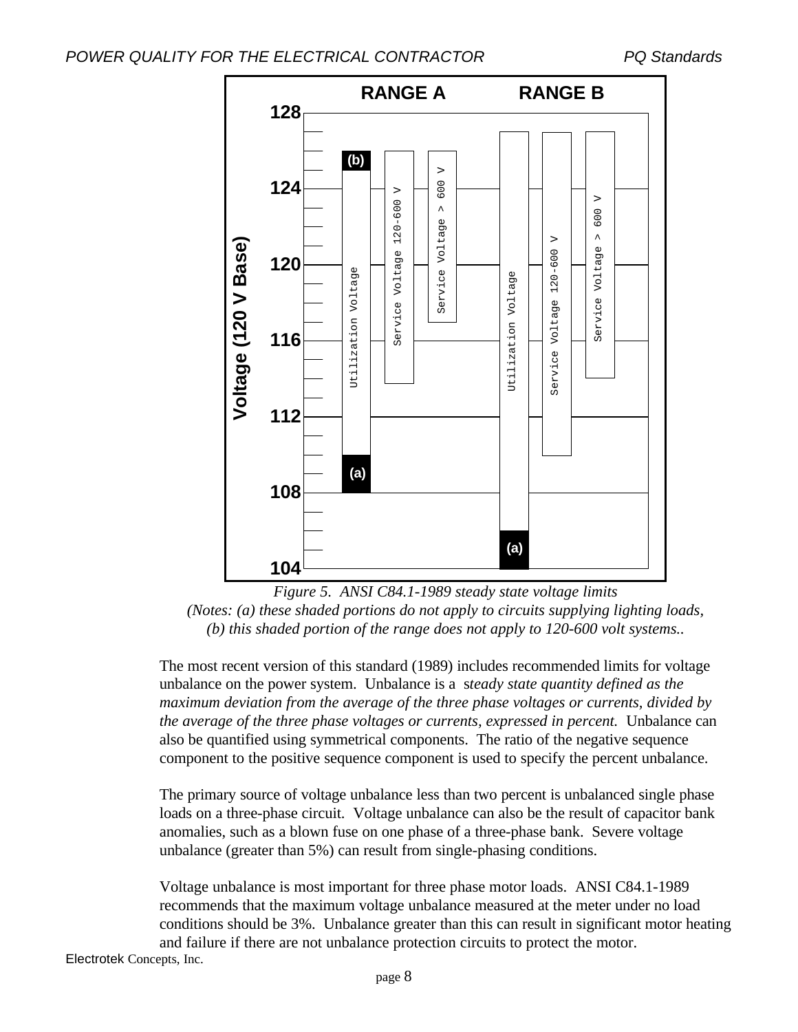*Figure 5. ANSI C84.1-1989 steady state voltage limits*
*(Notes: (a) these shaded portions do not apply to circuits supplying lighting loads, (b) this shaded portion of the range does not apply to 120-600 volt systems..*

The most recent version of this standard (1989) includes recommended limits for voltage unbalance on the power system. Unbalance is a s*teady state quantity defined as the maximum deviation from the average of the three phase voltages or currents, divided by the average of the three phase voltages or currents, expressed in percent.* Unbalance can also be quantified using symmetrical components. The ratio of the negative sequence component to the positive sequence component is used to specify the percent unbalance.

The primary source of voltage unbalance less than two percent is unbalanced single phase loads on a three-phase circuit. Voltage unbalance can also be the result of capacitor bank anomalies, such as a blown fuse on one phase of a three-phase bank. Severe voltage unbalance (greater than 5%) can result from single-phasing conditions.

Voltage unbalance is most important for three phase motor loads. ANSI C84.1-1989 recommends that the maximum voltage unbalance measured at the meter under no load conditions should be 3%. Unbalance greater than this can result in significant motor heating and failure if there are not unbalance protection circuits to protect the motor.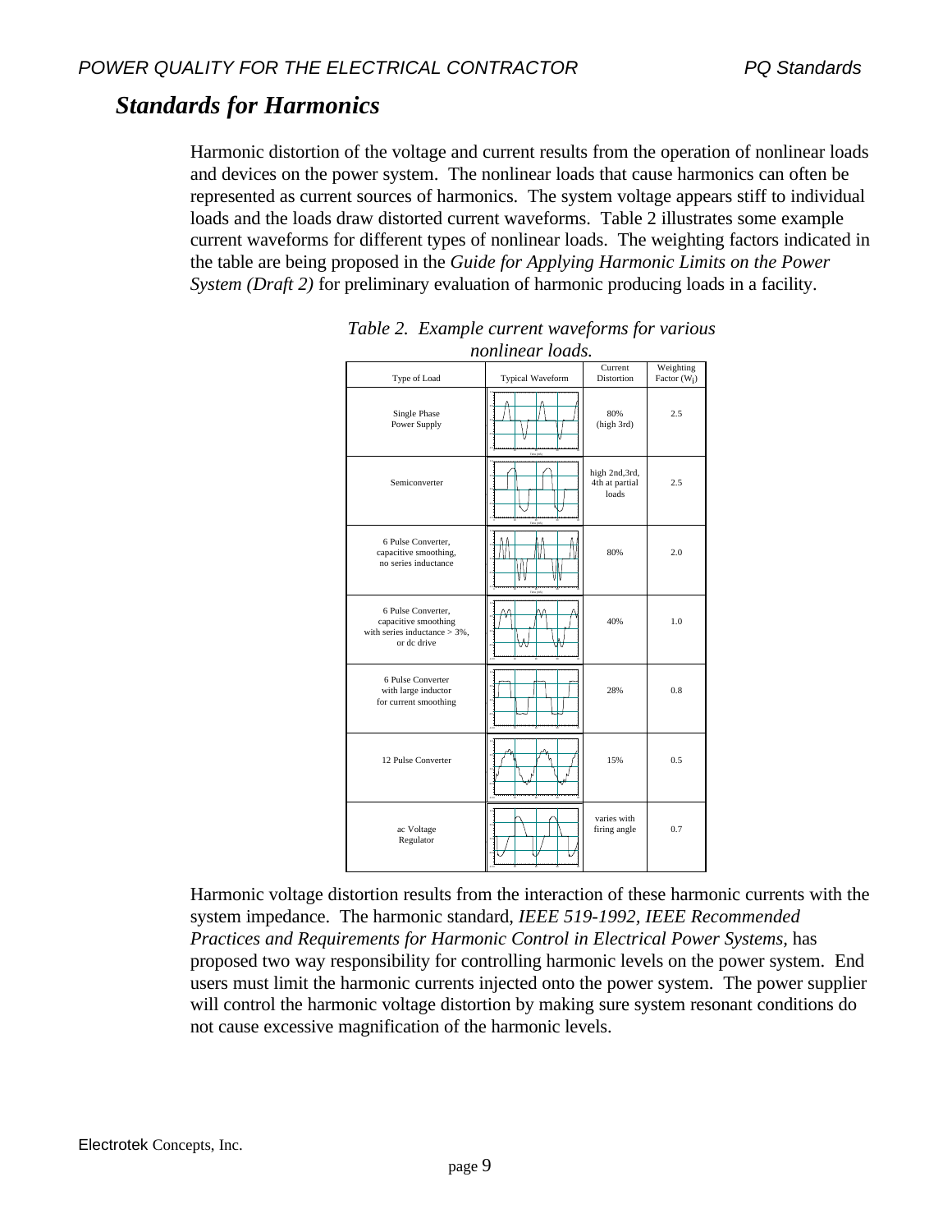## Standards for Harmonics

Harmonic distortion of the voltage and current results from the operation of nonlinear loads and devices on the power system. The nonlinear loads that cause harmonics can often be represented as current sources of harmonics. The system voltage appears stiff to individual loads and the loads draw distorted current waveforms. Table 2 illustrates some example current waveforms for different types of nonlinear loads. The weighting factors indicated in the table are being proposed in the *Guide for Applying Harmonic Limits on the Power System (Draft 2)* for preliminary evaluation of harmonic producing loads in a facility.

*Table 2. Example current waveforms for various nonlinear loads.*

| Type of Load | Typical Waveform | Current Distortion | Weighting Factor ($W_i$) |
|---|---|---|---|
| Single Phase Power Supply | | 80% (high 3rd) | 2.5 |
| Semiconverter | | high 2nd,3rd, 4th at partial loads | 2.5 |
| 6 Pulse Converter, capacitive smoothing, no series inductance | | 80% | 2.0 |
| 6 Pulse Converter, capacitive smoothing with series inductance > 3%, or dc drive | | 40% | 1.0 |
| 6 Pulse Converter with large inductor for current smoothing | | 28% | 0.8 |
| 12 Pulse Converter | | 15% | 0.5 |
| ac Voltage Regulator | | varies with firing angle | 0.7 |

Harmonic voltage distortion results from the interaction of these harmonic currents with the system impedance. The harmonic standard, *IEEE 519-1992, IEEE Recommended Practices and Requirements for Harmonic Control in Electrical Power Systems,* has proposed two way responsibility for controlling harmonic levels on the power system. End users must limit the harmonic currents injected onto the power system. The power supplier will control the harmonic voltage distortion by making sure system resonant conditions do not cause excessive magnification of the harmonic levels.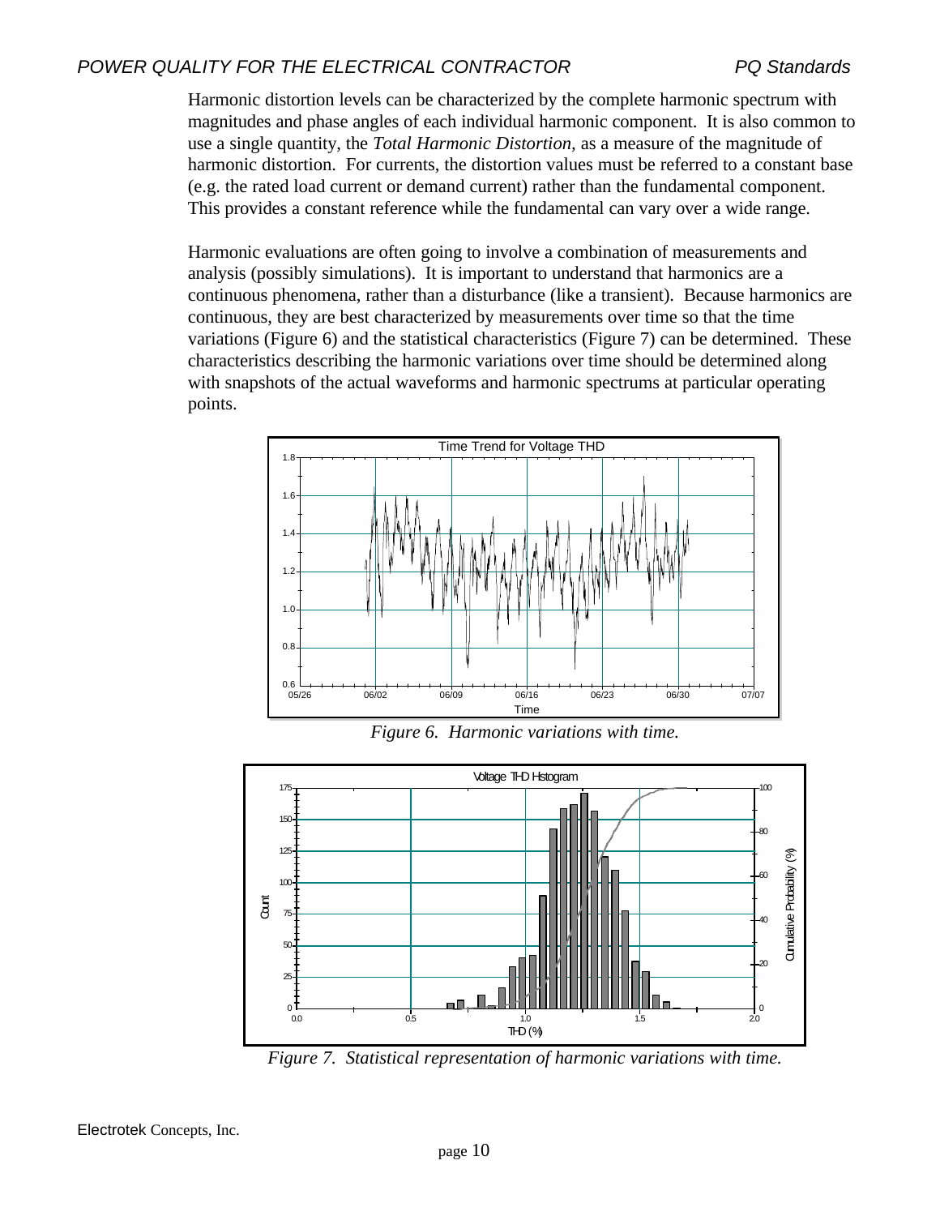Harmonic distortion levels can be characterized by the complete harmonic spectrum with magnitudes and phase angles of each individual harmonic component. It is also common to use a single quantity, the *Total Harmonic Distortion,* as a measure of the magnitude of harmonic distortion. For currents, the distortion values must be referred to a constant base (e.g. the rated load current or demand current) rather than the fundamental component. This provides a constant reference while the fundamental can vary over a wide range.

Harmonic evaluations are often going to involve a combination of measurements and analysis (possibly simulations). It is important to understand that harmonics are a continuous phenomena, rather than a disturbance (like a transient). Because harmonics are continuous, they are best characterized by measurements over time so that the time variations (Figure 6) and the statistical characteristics (Figure 7) can be determined. These characteristics describing the harmonic variations over time should be determined along with snapshots of the actual waveforms and harmonic spectrums at particular operating points.

Time Trend for Voltage THD

1.8
1.6
1.4
1.2
1.0
0.8
0.6

05/26 06/02 06/09 06/16 06/23 06/30 07/07

Time

*Figure 6. Harmonic variations with time.*

Voltage THD Histogram

Count

175
150
125
100
75
50
25
0

Cumulative Probability (%)

100
80
60
40
20
0

0.0 0.5 1.0 1.5 2.0

THD (%)

*Figure 7. Statistical representation of harmonic variations with time.*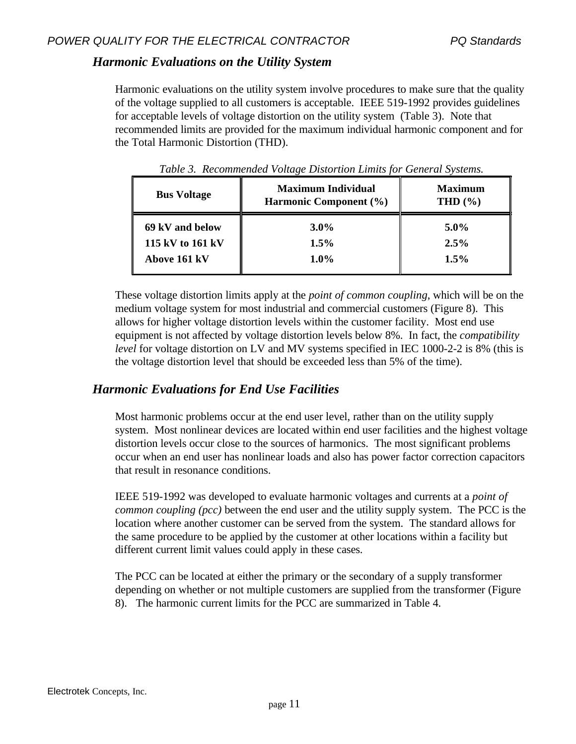## *Harmonic Evaluations on the Utility System*

Harmonic evaluations on the utility system involve procedures to make sure that the quality of the voltage supplied to all customers is acceptable. IEEE 519-1992 provides guidelines for acceptable levels of voltage distortion on the utility system (Table 3). Note that recommended limits are provided for the maximum individual harmonic component and for the Total Harmonic Distortion (THD).

*Table 3. Recommended Voltage Distortion Limits for General Systems.*

| Bus Voltage | Maximum Individual Harmonic Component (%) | Maximum THD (%) |
|---|---|---|
| **69 kV and below** | **3.0%** | **5.0%** |
| **115 kV to 161 kV** | **1.5%** | **2.5%** |
| **Above 161 kV** | **1.0%** | **1.5%** |

These voltage distortion limits apply at the *point of common coupling*, which will be on the medium voltage system for most industrial and commercial customers (Figure 8). This allows for higher voltage distortion levels within the customer facility. Most end use equipment is not affected by voltage distortion levels below 8%. In fact, the *compatibility level* for voltage distortion on LV and MV systems specified in IEC 1000-2-2 is 8% (this is the voltage distortion level that should be exceeded less than 5% of the time).

## *Harmonic Evaluations for End Use Facilities*

Most harmonic problems occur at the end user level, rather than on the utility supply system. Most nonlinear devices are located within end user facilities and the highest voltage distortion levels occur close to the sources of harmonics. The most significant problems occur when an end user has nonlinear loads and also has power factor correction capacitors that result in resonance conditions.

IEEE 519-1992 was developed to evaluate harmonic voltages and currents at a *point of common coupling (pcc)* between the end user and the utility supply system. The PCC is the location where another customer can be served from the system. The standard allows for the same procedure to be applied by the customer at other locations within a facility but different current limit values could apply in these cases.

The PCC can be located at either the primary or the secondary of a supply transformer depending on whether or not multiple customers are supplied from the transformer (Figure 8). The harmonic current limits for the PCC are summarized in Table 4.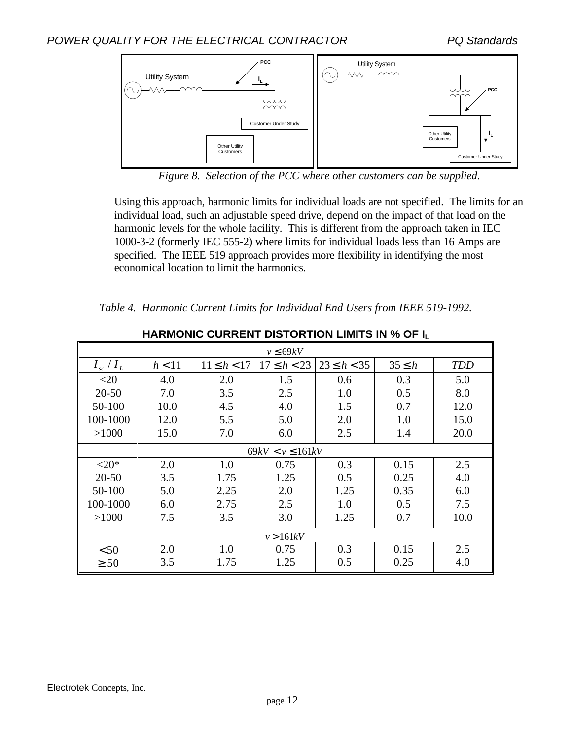Utility System

PCC

$I_L$

Customer Under Study

Other Utility Customers

Utility System

PCC

Other Utility Customers

$I_L$

Customer Under Study

*Figure 8. Selection of the PCC where other customers can be supplied.*

Using this approach, harmonic limits for individual loads are not specified. The limits for an individual load, such an adjustable speed drive, depend on the impact of that load on the harmonic levels for the whole facility. This is different from the approach taken in IEC 1000-3-2 (formerly IEC 555-2) where limits for individual loads less than 16 Amps are specified. The IEEE 519 approach provides more flexibility in identifying the most economical location to limit the harmonics.

*Table 4. Harmonic Current Limits for Individual End Users from IEEE 519-1992.*

**HARMONIC CURRENT DISTORTION LIMITS IN % OF $I_L$**

| $I_{sc} / I_L$ | $h < 11$ | $11 \le h < 17$ | $17 \le h < 23$ | $23 \le h < 35$ | $35 \le h$ | $TDD$ |
|---|---|---|---|---|---|---|
| $v \le 69kV$ | | | | | | |
| <20 | 4.0 | 2.0 | 1.5 | 0.6 | 0.3 | 5.0 |
| 20-50 | 7.0 | 3.5 | 2.5 | 1.0 | 0.5 | 8.0 |
| 50-100 | 10.0 | 4.5 | 4.0 | 1.5 | 0.7 | 12.0 |
| 100-1000 | 12.0 | 5.5 | 5.0 | 2.0 | 1.0 | 15.0 |
| >1000 | 15.0 | 7.0 | 6.0 | 2.5 | 1.4 | 20.0 |
| $69kV < v \le 161kV$ | | | | | | |
| <20* | 2.0 | 1.0 | 0.75 | 0.3 | 0.15 | 2.5 |
| 20-50 | 3.5 | 1.75 | 1.25 | 0.5 | 0.25 | 4.0 |
| 50-100 | 5.0 | 2.25 | 2.0 | 1.25 | 0.35 | 6.0 |
| 100-1000 | 6.0 | 2.75 | 2.5 | 1.0 | 0.5 | 7.5 |
| >1000 | 7.5 | 3.5 | 3.0 | 1.25 | 0.7 | 10.0 |
| $v > 161kV$ | | | | | | |
| $< 50$ | 2.0 | 1.0 | 0.75 | 0.3 | 0.15 | 2.5 |
| $\ge 50$ | 3.5 | 1.75 | 1.25 | 0.5 | 0.25 | 4.0 |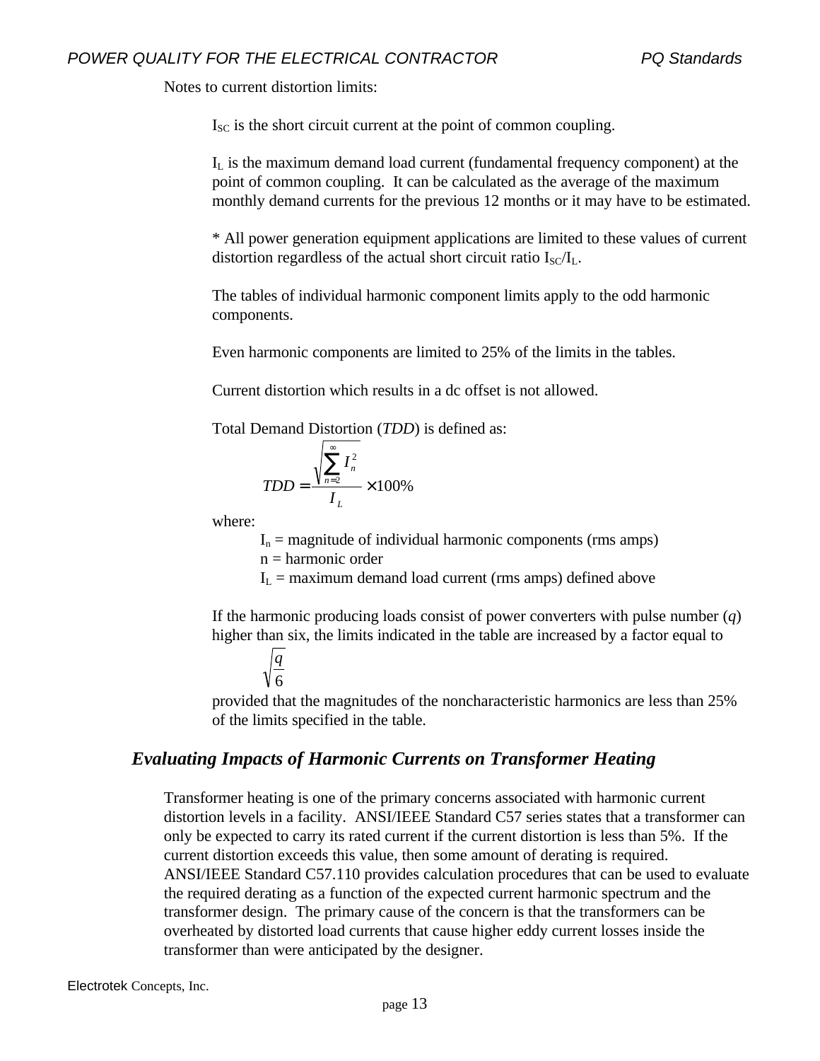Notes to current distortion limits:

$I_{SC}$ is the short circuit current at the point of common coupling.

$I_L$ is the maximum demand load current (fundamental frequency component) at the point of common coupling. It can be calculated as the average of the maximum monthly demand currents for the previous 12 months or it may have to be estimated.

* All power generation equipment applications are limited to these values of current distortion regardless of the actual short circuit ratio $I_{SC}/I_L$.

The tables of individual harmonic component limits apply to the odd harmonic components.

Even harmonic components are limited to 25% of the limits in the tables.

Current distortion which results in a dc offset is not allowed.

Total Demand Distortion (*TDD*) is defined as:

$$TDD = \frac{\sqrt{\sum_{n=2}^{\infty} I_n^2}}{I_L} \times 100\%$$

where:

$I_n$ = magnitude of individual harmonic components (rms amps)
n = harmonic order
$I_L$ = maximum demand load current (rms amps) defined above

If the harmonic producing loads consist of power converters with pulse number ($q$) higher than six, the limits indicated in the table are increased by a factor equal to

$$\sqrt{\frac{q}{6}}$$

provided that the magnitudes of the noncharacteristic harmonics are less than 25% of the limits specified in the table.

## *Evaluating Impacts of Harmonic Currents on Transformer Heating*

Transformer heating is one of the primary concerns associated with harmonic current distortion levels in a facility. ANSI/IEEE Standard C57 series states that a transformer can only be expected to carry its rated current if the current distortion is less than 5%. If the current distortion exceeds this value, then some amount of derating is required. ANSI/IEEE Standard C57.110 provides calculation procedures that can be used to evaluate the required derating as a function of the expected current harmonic spectrum and the transformer design. The primary cause of the concern is that the transformers can be overheated by distorted load currents that cause higher eddy current losses inside the transformer than were anticipated by the designer.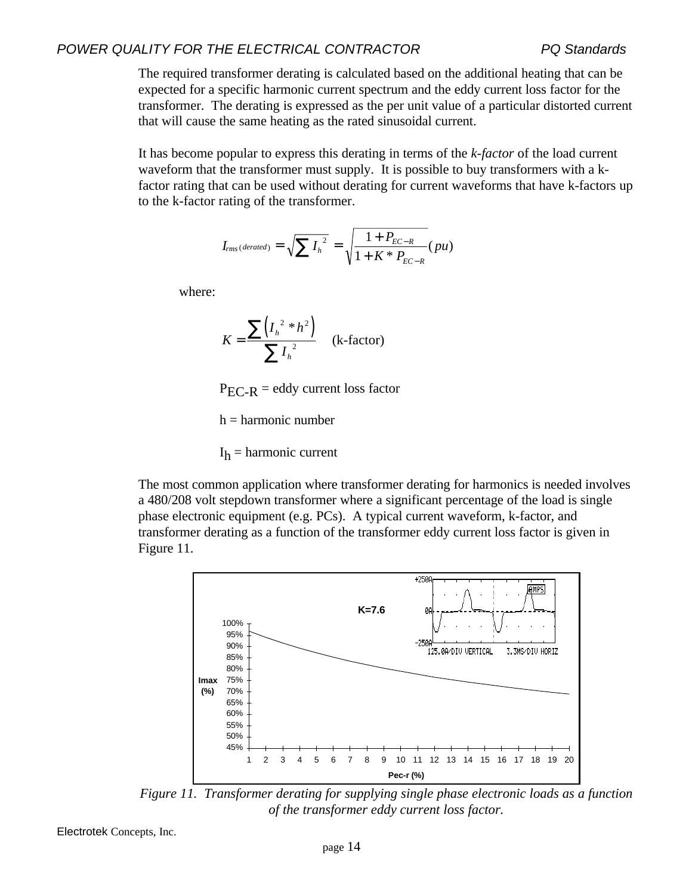The required transformer derating is calculated based on the additional heating that can be expected for a specific harmonic current spectrum and the eddy current loss factor for the transformer. The derating is expressed as the per unit value of a particular distorted current that will cause the same heating as the rated sinusoidal current.

It has become popular to express this derating in terms of the *k-factor* of the load current waveform that the transformer must supply. It is possible to buy transformers with a k-factor rating that can be used without derating for current waveforms that have k-factors up to the k-factor rating of the transformer.

$$I_{rms(derated)} = \sqrt{\sum I_h^{\,2}} = \sqrt{\frac{1 + P_{EC-R}}{1 + K * P_{EC-R}}}(pu)$$

where:

$$K = \frac{\sum \left(I_h^{\,2} * h^2\right)}{\sum I_h^{\,2}} \quad \text{(k-factor)}$$

$P_{EC-R}$ = eddy current loss factor

h = harmonic number

$I_h$ = harmonic current

The most common application where transformer derating for harmonics is needed involves a 480/208 volt stepdown transformer where a significant percentage of the load is single phase electronic equipment (e.g. PCs). A typical current waveform, k-factor, and transformer derating as a function of the transformer eddy current loss factor is given in Figure 11.

K=7.6

+250A
0A
-250A
AMPS
125.0A/DIV VERTICAL 3.3MS/DIV HORIZ

Imax (%)

100%
95%
90%
85%
80%
75%
70%
65%
60%
55%
50%
45%

1 2 3 4 5 6 7 8 9 10 11 12 13 14 15 16 17 18 19 20

Pec-r (%)

*Figure 11. Transformer derating for supplying single phase electronic loads as a function of the transformer eddy current loss factor.*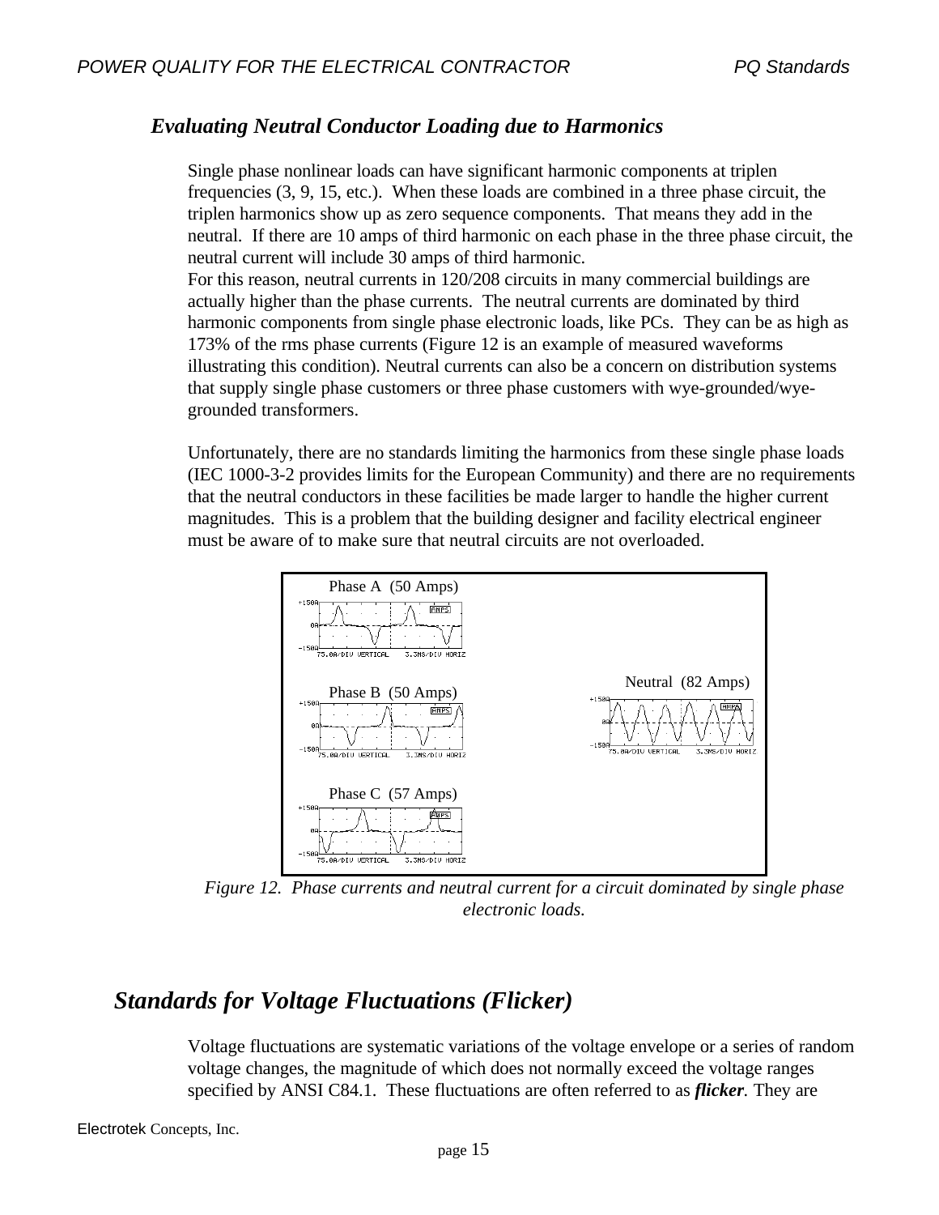### *Evaluating Neutral Conductor Loading due to Harmonics*

Single phase nonlinear loads can have significant harmonic components at triplen frequencies (3, 9, 15, etc.). When these loads are combined in a three phase circuit, the triplen harmonics show up as zero sequence components. That means they add in the neutral. If there are 10 amps of third harmonic on each phase in the three phase circuit, the neutral current will include 30 amps of third harmonic.
For this reason, neutral currents in 120/208 circuits in many commercial buildings are actually higher than the phase currents. The neutral currents are dominated by third harmonic components from single phase electronic loads, like PCs. They can be as high as 173% of the rms phase currents (Figure 12 is an example of measured waveforms illustrating this condition). Neutral currents can also be a concern on distribution systems that supply single phase customers or three phase customers with wye-grounded/wye-grounded transformers.

Unfortunately, there are no standards limiting the harmonics from these single phase loads (IEC 1000-3-2 provides limits for the European Community) and there are no requirements that the neutral conductors in these facilities be made larger to handle the higher current magnitudes. This is a problem that the building designer and facility electrical engineer must be aware of to make sure that neutral circuits are not overloaded.

Phase A (50 Amps)

Phase B (50 Amps)

Phase C (57 Amps)

Neutral (82 Amps)

*Figure 12. Phase currents and neutral current for a circuit dominated by single phase electronic loads.*

## *Standards for Voltage Fluctuations (Flicker)*

Voltage fluctuations are systematic variations of the voltage envelope or a series of random voltage changes, the magnitude of which does not normally exceed the voltage ranges specified by ANSI C84.1. These fluctuations are often referred to as ***flicker***. They are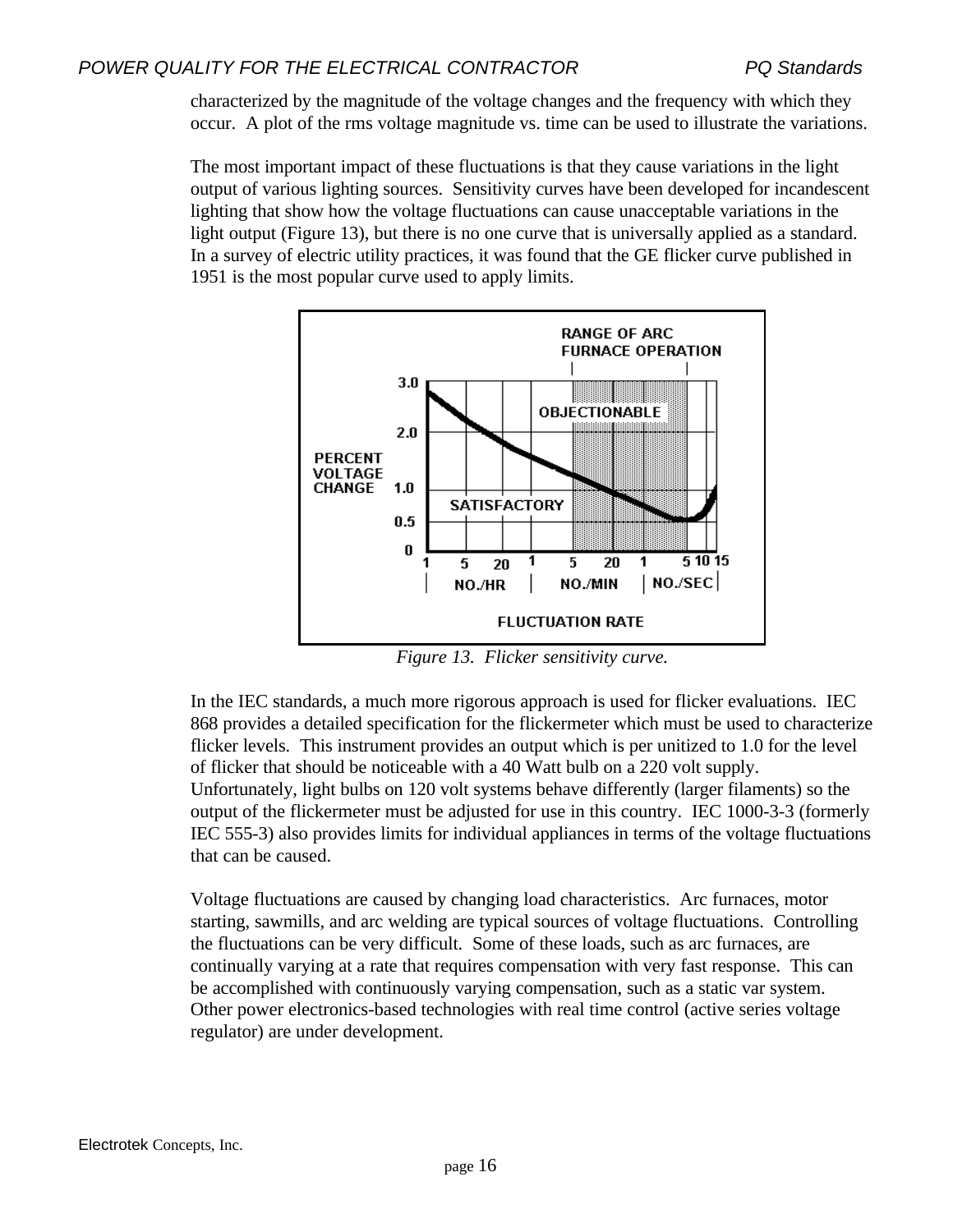characterized by the magnitude of the voltage changes and the frequency with which they occur. A plot of the rms voltage magnitude vs. time can be used to illustrate the variations.

The most important impact of these fluctuations is that they cause variations in the light output of various lighting sources. Sensitivity curves have been developed for incandescent lighting that show how the voltage fluctuations can cause unacceptable variations in the light output (Figure 13), but there is no one curve that is universally applied as a standard. In a survey of electric utility practices, it was found that the GE flicker curve published in 1951 is the most popular curve used to apply limits.

RANGE OF ARC FURNACE OPERATION

OBJECTIONABLE

SATISFACTORY

PERCENT VOLTAGE CHANGE

3.0
2.0
1.0
0.5
0

1 5 20 1 5 20 1 5 10 15

NO./HR NO./MIN NO./SEC

FLUCTUATION RATE

*Figure 13. Flicker sensitivity curve.*

In the IEC standards, a much more rigorous approach is used for flicker evaluations. IEC 868 provides a detailed specification for the flickermeter which must be used to characterize flicker levels. This instrument provides an output which is per unitized to 1.0 for the level of flicker that should be noticeable with a 40 Watt bulb on a 220 volt supply. Unfortunately, light bulbs on 120 volt systems behave differently (larger filaments) so the output of the flickermeter must be adjusted for use in this country. IEC 1000-3-3 (formerly IEC 555-3) also provides limits for individual appliances in terms of the voltage fluctuations that can be caused.

Voltage fluctuations are caused by changing load characteristics. Arc furnaces, motor starting, sawmills, and arc welding are typical sources of voltage fluctuations. Controlling the fluctuations can be very difficult. Some of these loads, such as arc furnaces, are continually varying at a rate that requires compensation with very fast response. This can be accomplished with continuously varying compensation, such as a static var system. Other power electronics-based technologies with real time control (active series voltage regulator) are under development.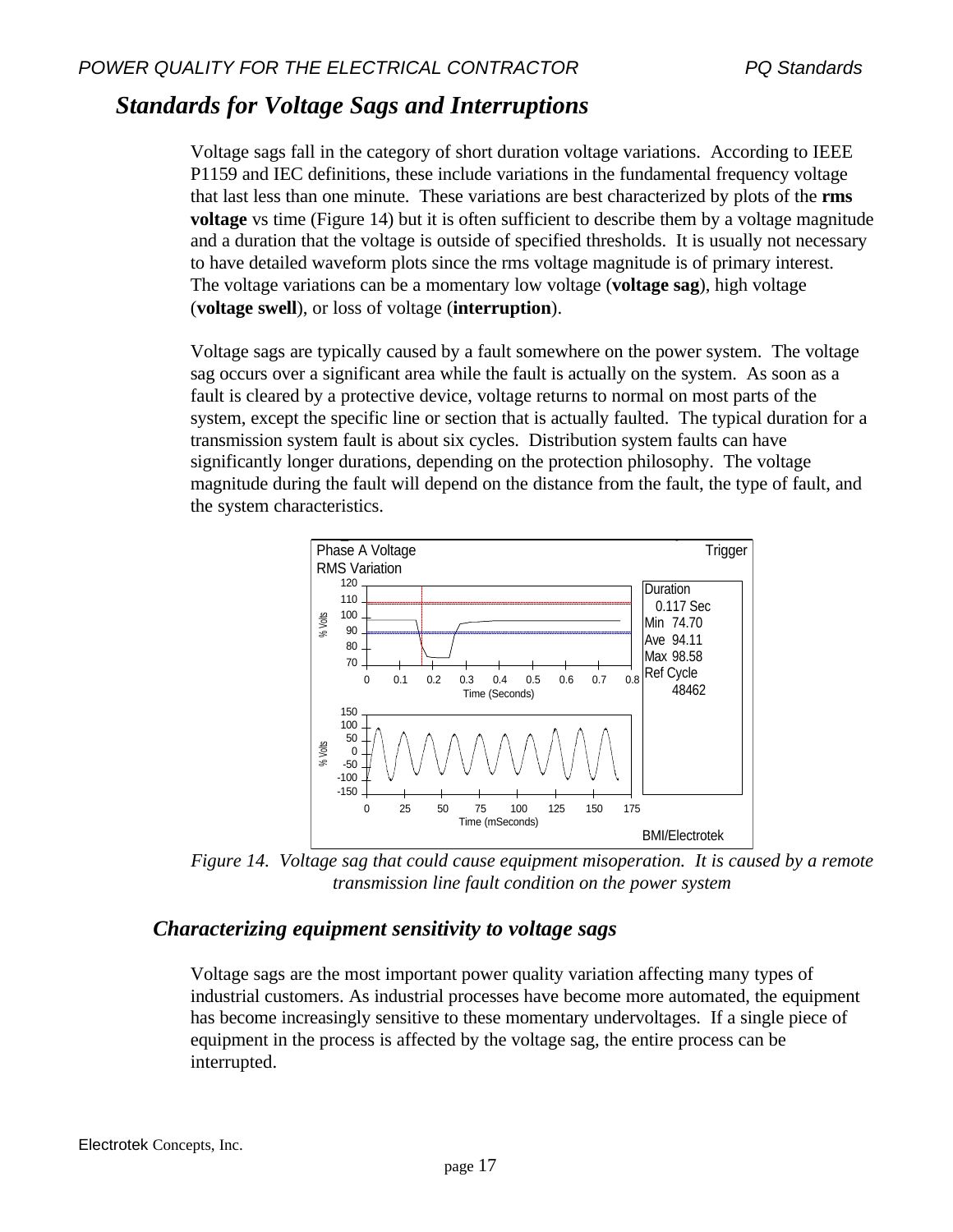## Standards for Voltage Sags and Interruptions

Voltage sags fall in the category of short duration voltage variations. According to IEEE P1159 and IEC definitions, these include variations in the fundamental frequency voltage that last less than one minute. These variations are best characterized by plots of the **rms voltage** vs time (Figure 14) but it is often sufficient to describe them by a voltage magnitude and a duration that the voltage is outside of specified thresholds. It is usually not necessary to have detailed waveform plots since the rms voltage magnitude is of primary interest. The voltage variations can be a momentary low voltage (**voltage sag**), high voltage (**voltage swell**), or loss of voltage (**interruption**).

Voltage sags are typically caused by a fault somewhere on the power system. The voltage sag occurs over a significant area while the fault is actually on the system. As soon as a fault is cleared by a protective device, voltage returns to normal on most parts of the system, except the specific line or section that is actually faulted. The typical duration for a transmission system fault is about six cycles. Distribution system faults can have significantly longer durations, depending on the protection philosophy. The voltage magnitude during the fault will depend on the distance from the fault, the type of fault, and the system characteristics.

Phase A Voltage
RMS Variation
Trigger

% Volts
120
110
100
90
80
70
0 0.1 0.2 0.3 0.4 0.5 0.6 0.7 0.8
Time (Seconds)

Duration
0.117 Sec
Min 74.70
Ave 94.11
Max 98.58
Ref Cycle
48462

% Volts
150
100
50
0
-50
-100
-150
0 25 50 75 100 125 150 175
Time (mSeconds)

BMI/Electrotek

*Figure 14. Voltage sag that could cause equipment misoperation. It is caused by a remote transmission line fault condition on the power system*

### Characterizing equipment sensitivity to voltage sags

Voltage sags are the most important power quality variation affecting many types of industrial customers. As industrial processes have become more automated, the equipment has become increasingly sensitive to these momentary undervoltages. If a single piece of equipment in the process is affected by the voltage sag, the entire process can be interrupted.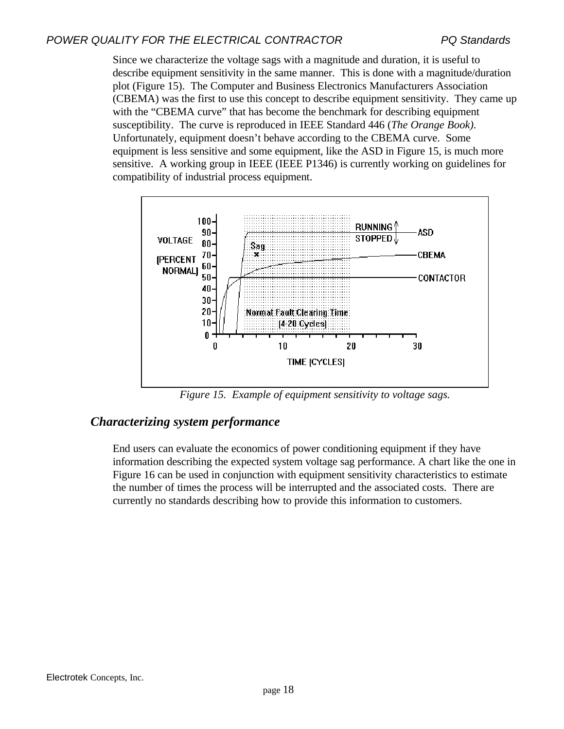Since we characterize the voltage sags with a magnitude and duration, it is useful to describe equipment sensitivity in the same manner. This is done with a magnitude/duration plot (Figure 15). The Computer and Business Electronics Manufacturers Association (CBEMA) was the first to use this concept to describe equipment sensitivity. They came up with the "CBEMA curve" that has become the benchmark for describing equipment susceptibility. The curve is reproduced in IEEE Standard 446 (*The Orange Book)*. Unfortunately, equipment doesn't behave according to the CBEMA curve. Some equipment is less sensitive and some equipment, like the ASD in Figure 15, is much more sensitive. A working group in IEEE (IEEE P1346) is currently working on guidelines for compatibility of industrial process equipment.

*Figure 15. Example of equipment sensitivity to voltage sags.*

## Characterizing system performance

End users can evaluate the economics of power conditioning equipment if they have information describing the expected system voltage sag performance. A chart like the one in Figure 16 can be used in conjunction with equipment sensitivity characteristics to estimate the number of times the process will be interrupted and the associated costs. There are currently no standards describing how to provide this information to customers.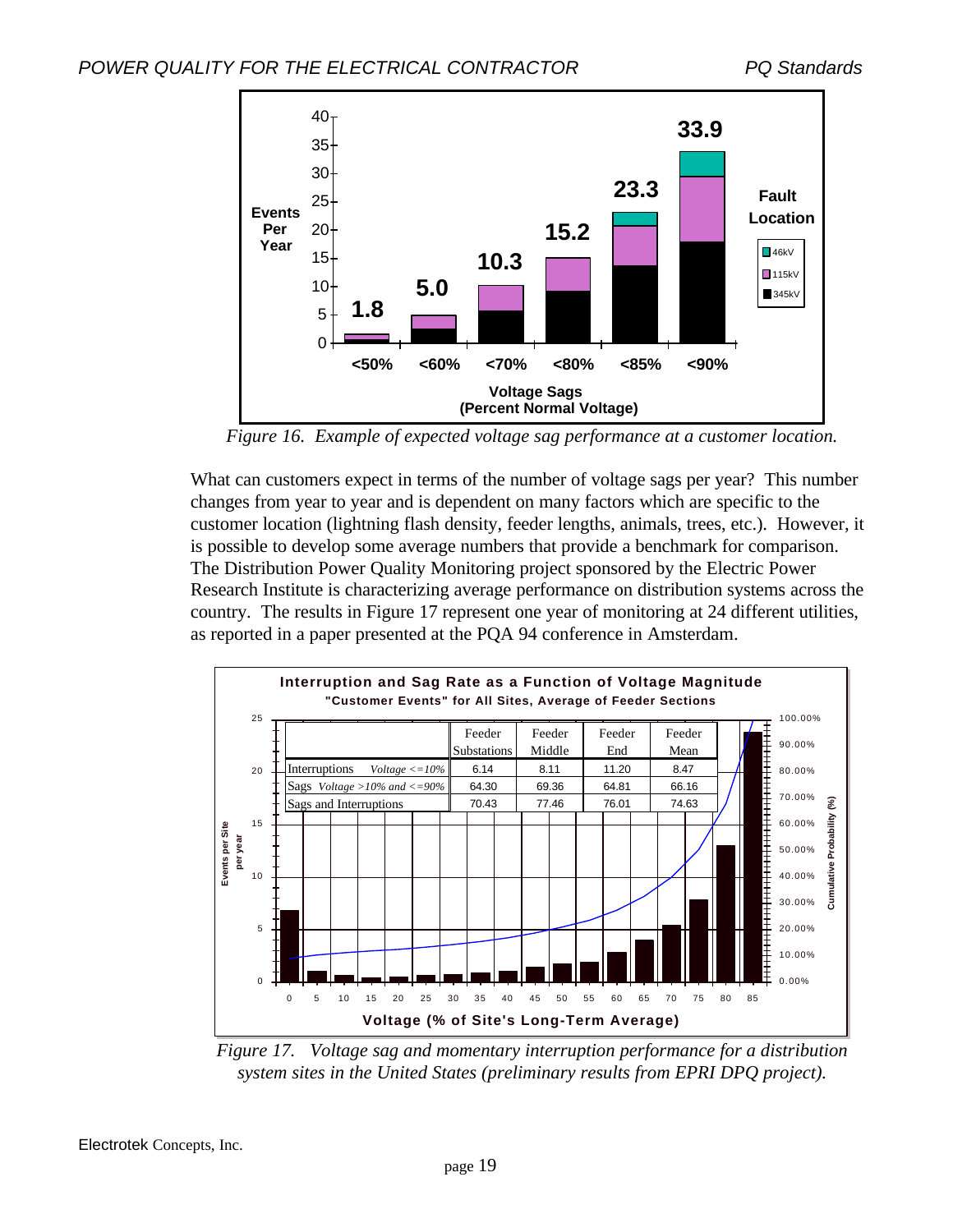40
35
30
25
20
15
10
5
0

Events Per Year

1.8
5.0
10.3
15.2
23.3
33.9

<50%
<60%
<70%
<80%
<85%
<90%

Voltage Sags
(Percent Normal Voltage)

Fault Location

46kV
115kV
345kV

*Figure 16. Example of expected voltage sag performance at a customer location.*

What can customers expect in terms of the number of voltage sags per year? This number changes from year to year and is dependent on many factors which are specific to the customer location (lightning flash density, feeder lengths, animals, trees, etc.). However, it is possible to develop some average numbers that provide a benchmark for comparison. The Distribution Power Quality Monitoring project sponsored by the Electric Power Research Institute is characterizing average performance on distribution systems across the country. The results in Figure 17 represent one year of monitoring at 24 different utilities, as reported in a paper presented at the PQA 94 conference in Amsterdam.

**Interruption and Sag Rate as a Function of Voltage Magnitude**
**"Customer Events" for All Sites, Average of Feeder Sections**

| | Feeder Substations | Feeder Middle | Feeder End | Feeder Mean |
|---|---|---|---|---|
| Interruptions *Voltage <=10%* | 6.14 | 8.11 | 11.20 | 8.47 |
| Sags *Voltage >10% and <=90%* | 64.30 | 69.36 | 64.81 | 66.16 |
| Sags and Interruptions | 70.43 | 77.46 | 76.01 | 74.63 |

Events per Site per year
25
20
15
10
5
0

Cumulative Probability (%)
100.00%
90.00%
80.00%
70.00%
60.00%
50.00%
40.00%
30.00%
20.00%
10.00%
0.00%

0 5 10 15 20 25 30 35 40 45 50 55 60 65 70 75 80 85

Voltage (% of Site's Long-Term Average)

*Figure 17. Voltage sag and momentary interruption performance for a distribution system sites in the United States (preliminary results from EPRI DPQ project).*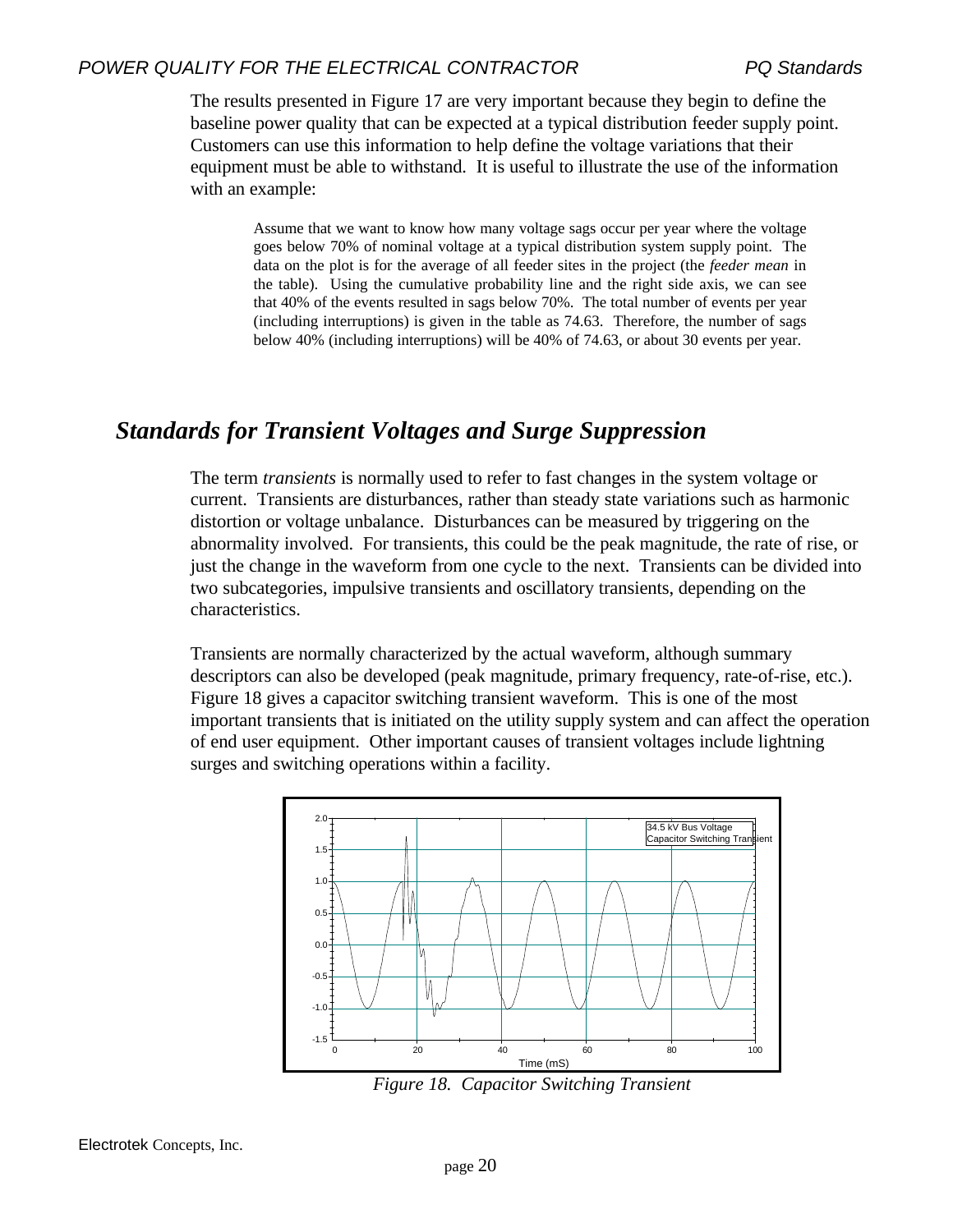The results presented in Figure 17 are very important because they begin to define the baseline power quality that can be expected at a typical distribution feeder supply point. Customers can use this information to help define the voltage variations that their equipment must be able to withstand. It is useful to illustrate the use of the information with an example:

> Assume that we want to know how many voltage sags occur per year where the voltage goes below 70% of nominal voltage at a typical distribution system supply point. The data on the plot is for the average of all feeder sites in the project (the *feeder mean* in the table). Using the cumulative probability line and the right side axis, we can see that 40% of the events resulted in sags below 70%. The total number of events per year (including interruptions) is given in the table as 74.63. Therefore, the number of sags below 40% (including interruptions) will be 40% of 74.63, or about 30 events per year.

## Standards for Transient Voltages and Surge Suppression

The term *transients* is normally used to refer to fast changes in the system voltage or current. Transients are disturbances, rather than steady state variations such as harmonic distortion or voltage unbalance. Disturbances can be measured by triggering on the abnormality involved. For transients, this could be the peak magnitude, the rate of rise, or just the change in the waveform from one cycle to the next. Transients can be divided into two subcategories, impulsive transients and oscillatory transients, depending on the characteristics.

Transients are normally characterized by the actual waveform, although summary descriptors can also be developed (peak magnitude, primary frequency, rate-of-rise, etc.). Figure 18 gives a capacitor switching transient waveform. This is one of the most important transients that is initiated on the utility supply system and can affect the operation of end user equipment. Other important causes of transient voltages include lightning surges and switching operations within a facility.

34.5 kV Bus Voltage
Capacitor Switching Transient

2.0
1.5
1.0
0.5
0.0
-0.5
-1.0
-1.5

0 20 40 60 80 100

Time (mS)

*Figure 18. Capacitor Switching Transient*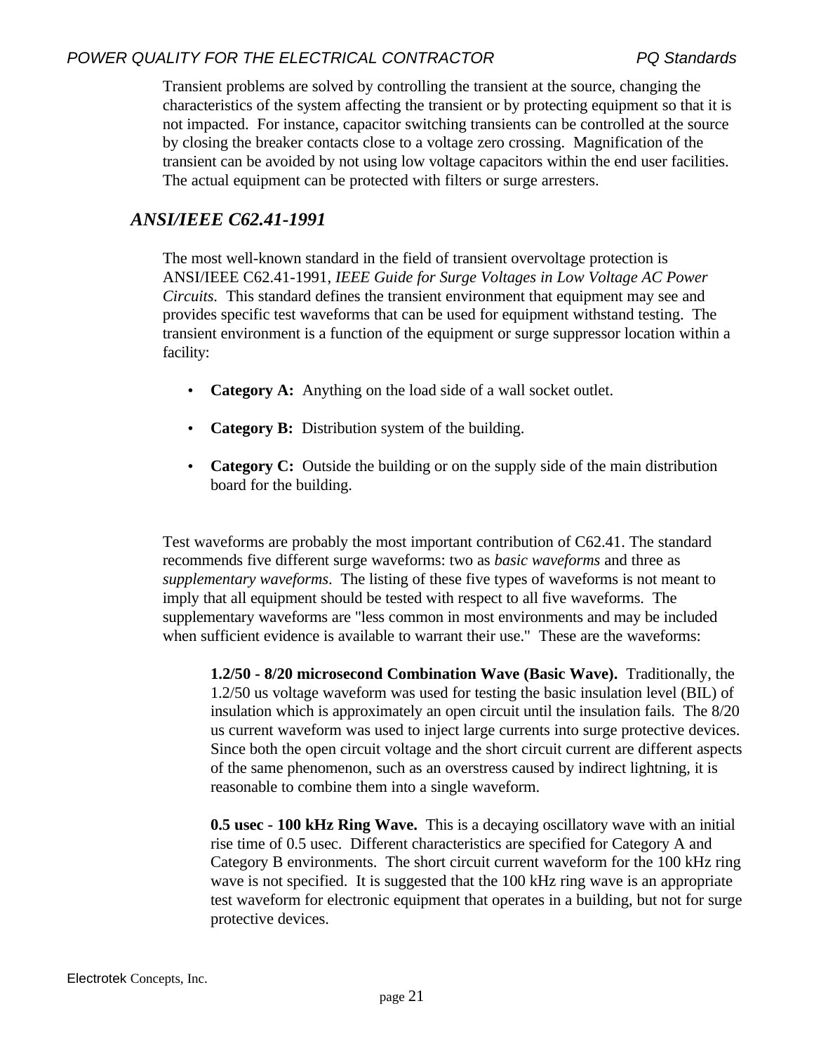Transient problems are solved by controlling the transient at the source, changing the characteristics of the system affecting the transient or by protecting equipment so that it is not impacted. For instance, capacitor switching transients can be controlled at the source by closing the breaker contacts close to a voltage zero crossing. Magnification of the transient can be avoided by not using low voltage capacitors within the end user facilities. The actual equipment can be protected with filters or surge arresters.

## *ANSI/IEEE C62.41-1991*

The most well-known standard in the field of transient overvoltage protection is ANSI/IEEE C62.41-1991, *IEEE Guide for Surge Voltages in Low Voltage AC Power Circuits.* This standard defines the transient environment that equipment may see and provides specific test waveforms that can be used for equipment withstand testing. The transient environment is a function of the equipment or surge suppressor location within a facility:

- **Category A:** Anything on the load side of a wall socket outlet.
- **Category B:** Distribution system of the building.
- **Category C:** Outside the building or on the supply side of the main distribution board for the building.

Test waveforms are probably the most important contribution of C62.41. The standard recommends five different surge waveforms: two as *basic waveforms* and three as *supplementary waveforms*. The listing of these five types of waveforms is not meant to imply that all equipment should be tested with respect to all five waveforms. The supplementary waveforms are "less common in most environments and may be included when sufficient evidence is available to warrant their use." These are the waveforms:

**1.2/50 - 8/20 microsecond Combination Wave (Basic Wave).** Traditionally, the 1.2/50 us voltage waveform was used for testing the basic insulation level (BIL) of insulation which is approximately an open circuit until the insulation fails. The 8/20 us current waveform was used to inject large currents into surge protective devices. Since both the open circuit voltage and the short circuit current are different aspects of the same phenomenon, such as an overstress caused by indirect lightning, it is reasonable to combine them into a single waveform.

**0.5 usec - 100 kHz Ring Wave.** This is a decaying oscillatory wave with an initial rise time of 0.5 usec. Different characteristics are specified for Category A and Category B environments. The short circuit current waveform for the 100 kHz ring wave is not specified. It is suggested that the 100 kHz ring wave is an appropriate test waveform for electronic equipment that operates in a building, but not for surge protective devices.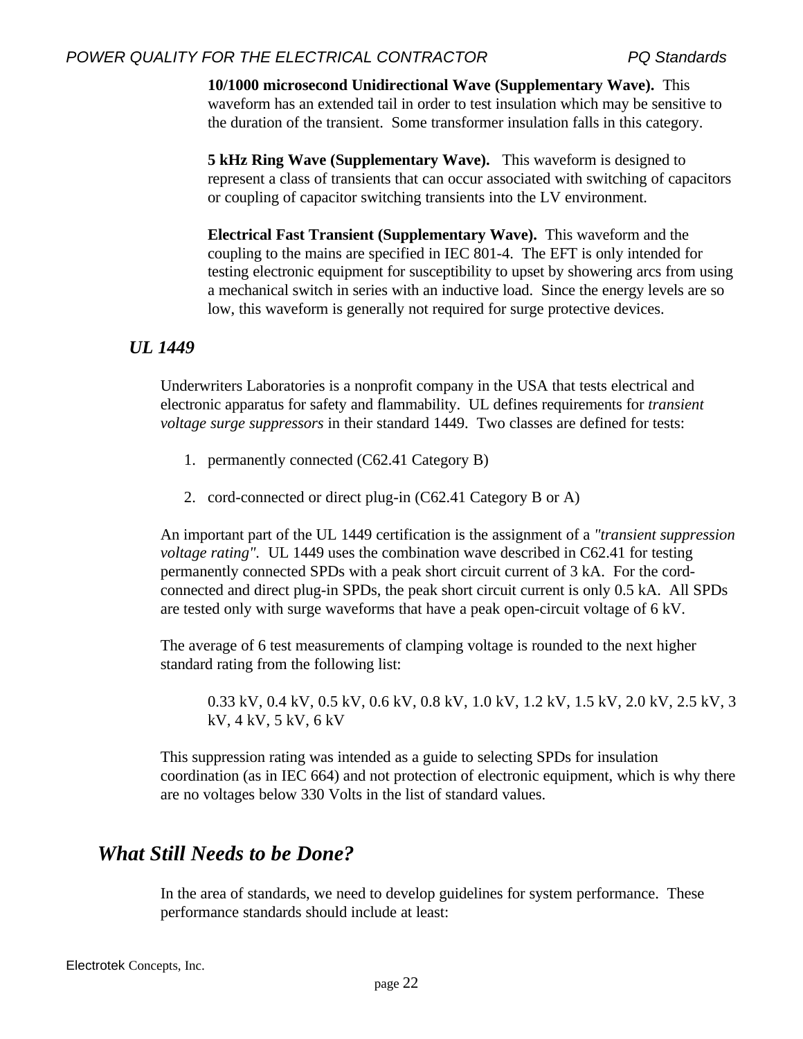**10/1000 microsecond Unidirectional Wave (Supplementary Wave).** This waveform has an extended tail in order to test insulation which may be sensitive to the duration of the transient. Some transformer insulation falls in this category.

**5 kHz Ring Wave (Supplementary Wave).** This waveform is designed to represent a class of transients that can occur associated with switching of capacitors or coupling of capacitor switching transients into the LV environment.

**Electrical Fast Transient (Supplementary Wave).** This waveform and the coupling to the mains are specified in IEC 801-4. The EFT is only intended for testing electronic equipment for susceptibility to upset by showering arcs from using a mechanical switch in series with an inductive load. Since the energy levels are so low, this waveform is generally not required for surge protective devices.

### *UL 1449*

Underwriters Laboratories is a nonprofit company in the USA that tests electrical and electronic apparatus for safety and flammability. UL defines requirements for *transient voltage surge suppressors* in their standard 1449. Two classes are defined for tests:

1. permanently connected (C62.41 Category B)
2. cord-connected or direct plug-in (C62.41 Category B or A)

An important part of the UL 1449 certification is the assignment of a *"transient suppression voltage rating"*. UL 1449 uses the combination wave described in C62.41 for testing permanently connected SPDs with a peak short circuit current of 3 kA. For the cord-connected and direct plug-in SPDs, the peak short circuit current is only 0.5 kA. All SPDs are tested only with surge waveforms that have a peak open-circuit voltage of 6 kV.

The average of 6 test measurements of clamping voltage is rounded to the next higher standard rating from the following list:

> 0.33 kV, 0.4 kV, 0.5 kV, 0.6 kV, 0.8 kV, 1.0 kV, 1.2 kV, 1.5 kV, 2.0 kV, 2.5 kV, 3 kV, 4 kV, 5 kV, 6 kV

This suppression rating was intended as a guide to selecting SPDs for insulation coordination (as in IEC 664) and not protection of electronic equipment, which is why there are no voltages below 330 Volts in the list of standard values.

## *What Still Needs to be Done?*

In the area of standards, we need to develop guidelines for system performance. These performance standards should include at least: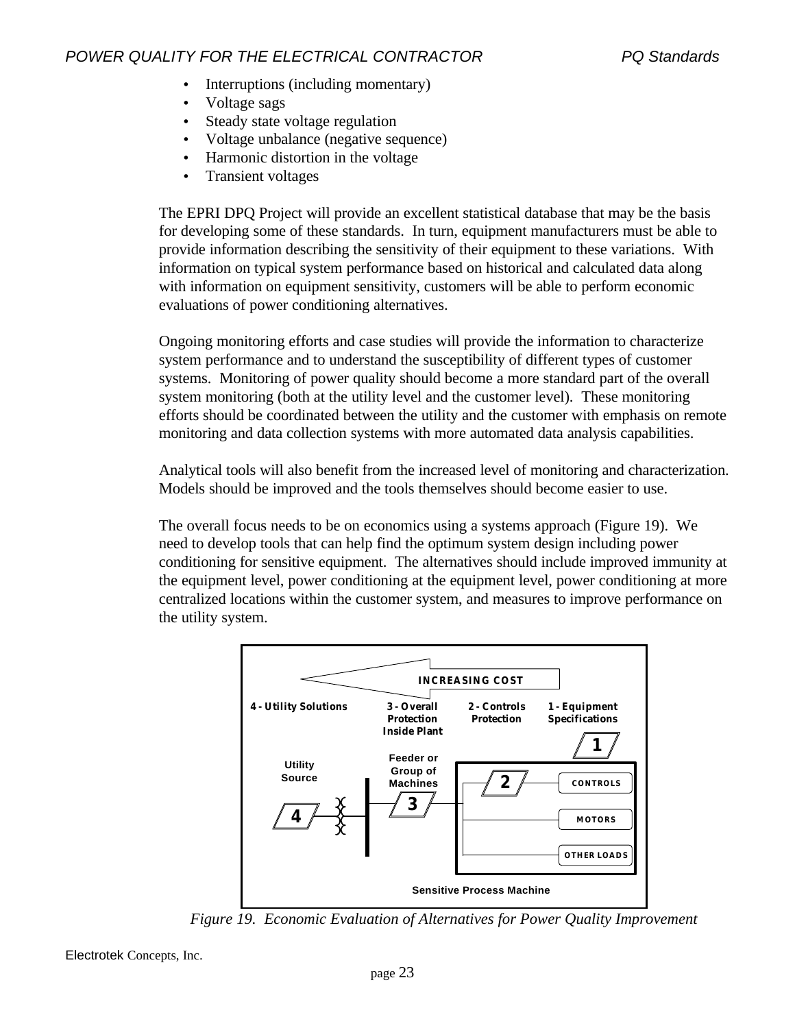- Interruptions (including momentary)
- Voltage sags
- Steady state voltage regulation
- Voltage unbalance (negative sequence)
- Harmonic distortion in the voltage
- Transient voltages

The EPRI DPQ Project will provide an excellent statistical database that may be the basis for developing some of these standards. In turn, equipment manufacturers must be able to provide information describing the sensitivity of their equipment to these variations. With information on typical system performance based on historical and calculated data along with information on equipment sensitivity, customers will be able to perform economic evaluations of power conditioning alternatives.

Ongoing monitoring efforts and case studies will provide the information to characterize system performance and to understand the susceptibility of different types of customer systems. Monitoring of power quality should become a more standard part of the overall system monitoring (both at the utility level and the customer level). These monitoring efforts should be coordinated between the utility and the customer with emphasis on remote monitoring and data collection systems with more automated data analysis capabilities.

Analytical tools will also benefit from the increased level of monitoring and characterization. Models should be improved and the tools themselves should become easier to use.

The overall focus needs to be on economics using a systems approach (Figure 19). We need to develop tools that can help find the optimum system design including power conditioning for sensitive equipment. The alternatives should include improved immunity at the equipment level, power conditioning at the equipment level, power conditioning at more centralized locations within the customer system, and measures to improve performance on the utility system.

INCREASING COST

4 - Utility Solutions
3 - Overall Protection Inside Plant
2 - Controls Protection
1 - Equipment Specifications

1

Utility Source

Feeder or Group of Machines

2

CONTROLS

3

4

MOTORS

OTHER LOADS

Sensitive Process Machine

*Figure 19. Economic Evaluation of Alternatives for Power Quality Improvement*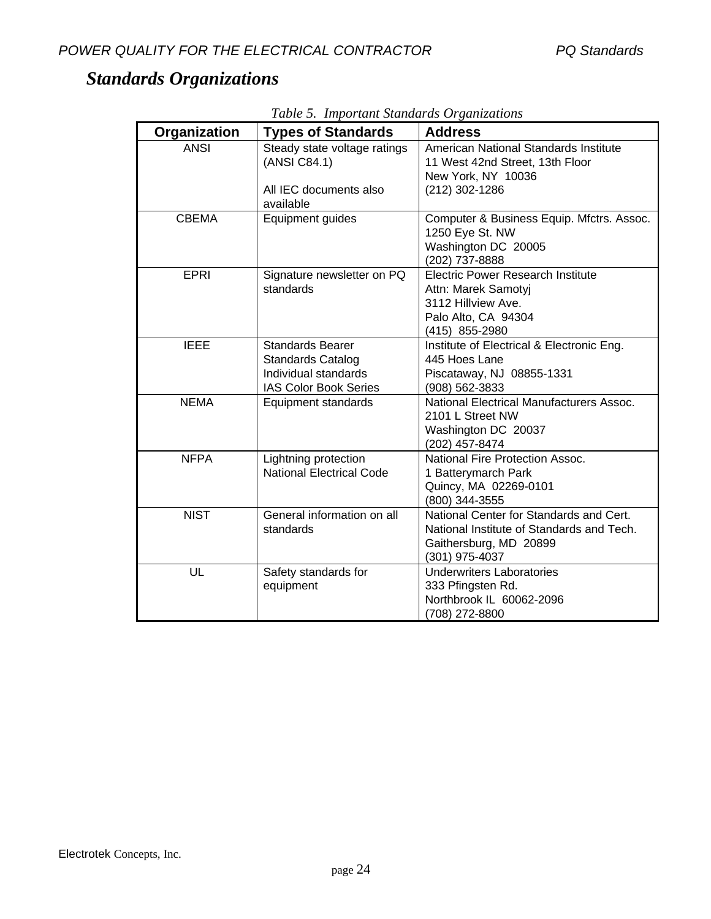## Standards Organizations

*Table 5. Important Standards Organizations*

| Organization | Types of Standards | Address |
|---|---|---|
| ANSI | Steady state voltage ratings (ANSI C84.1)<br><br>All IEC documents also available | American National Standards Institute<br>11 West 42nd Street, 13th Floor<br>New York, NY 10036<br>(212) 302-1286 |
| CBEMA | Equipment guides | Computer & Business Equip. Mfctrs. Assoc.<br>1250 Eye St. NW<br>Washington DC 20005<br>(202) 737-8888 |
| EPRI | Signature newsletter on PQ standards | Electric Power Research Institute<br>Attn: Marek Samotyj<br>3112 Hillview Ave.<br>Palo Alto, CA 94304<br>(415) 855-2980 |
| IEEE | Standards Bearer<br>Standards Catalog<br>Individual standards<br>IAS Color Book Series | Institute of Electrical & Electronic Eng.<br>445 Hoes Lane<br>Piscataway, NJ 08855-1331<br>(908) 562-3833 |
| NEMA | Equipment standards | National Electrical Manufacturers Assoc.<br>2101 L Street NW<br>Washington DC 20037<br>(202) 457-8474 |
| NFPA | Lightning protection<br>National Electrical Code | National Fire Protection Assoc.<br>1 Batterymarch Park<br>Quincy, MA 02269-0101<br>(800) 344-3555 |
| NIST | General information on all standards | National Center for Standards and Cert.<br>National Institute of Standards and Tech.<br>Gaithersburg, MD 20899<br>(301) 975-4037 |
| UL | Safety standards for equipment | Underwriters Laboratories<br>333 Pfingsten Rd.<br>Northbrook IL 60062-2096<br>(708) 272-8800 |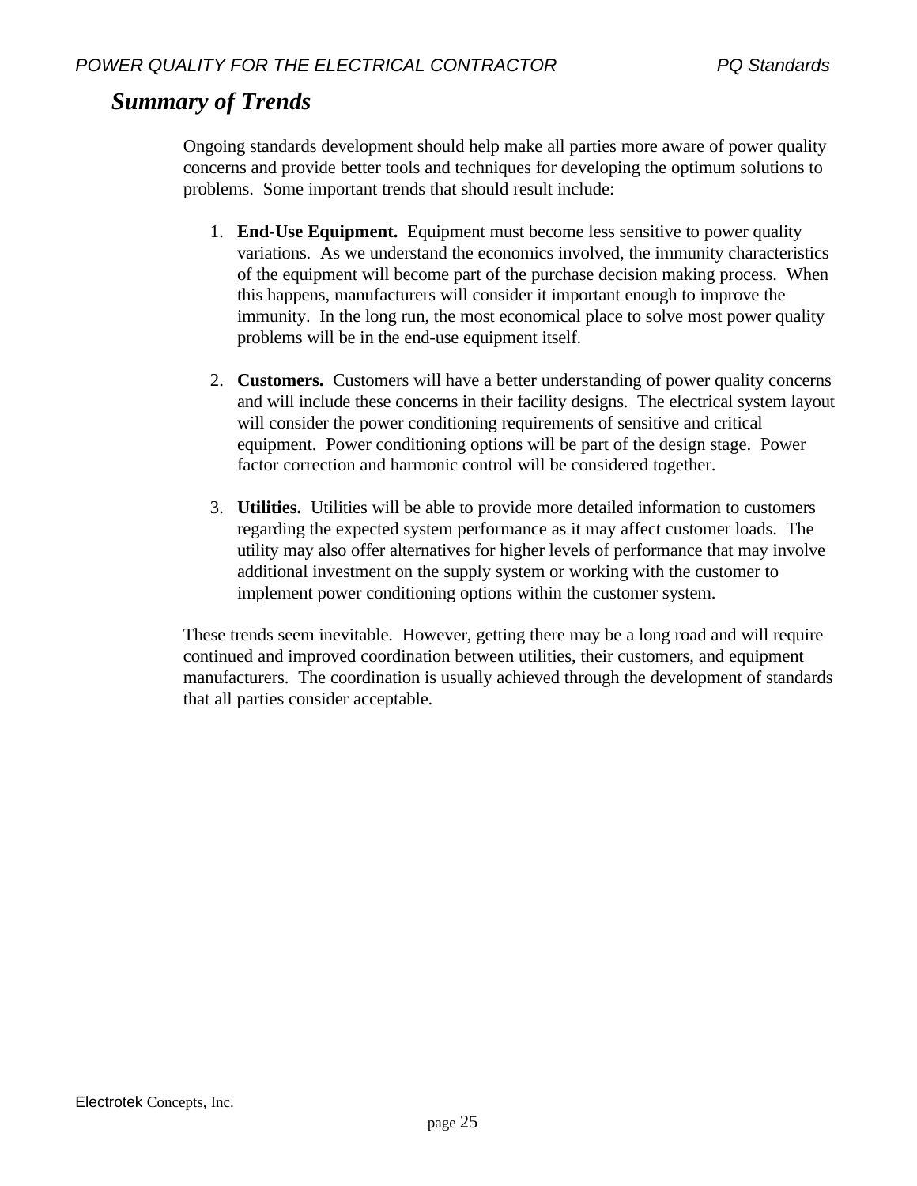## *Summary of Trends*

Ongoing standards development should help make all parties more aware of power quality concerns and provide better tools and techniques for developing the optimum solutions to problems. Some important trends that should result include:

1. **End-Use Equipment.** Equipment must become less sensitive to power quality variations. As we understand the economics involved, the immunity characteristics of the equipment will become part of the purchase decision making process. When this happens, manufacturers will consider it important enough to improve the immunity. In the long run, the most economical place to solve most power quality problems will be in the end-use equipment itself.

2. **Customers.** Customers will have a better understanding of power quality concerns and will include these concerns in their facility designs. The electrical system layout will consider the power conditioning requirements of sensitive and critical equipment. Power conditioning options will be part of the design stage. Power factor correction and harmonic control will be considered together.

3. **Utilities.** Utilities will be able to provide more detailed information to customers regarding the expected system performance as it may affect customer loads. The utility may also offer alternatives for higher levels of performance that may involve additional investment on the supply system or working with the customer to implement power conditioning options within the customer system.

These trends seem inevitable. However, getting there may be a long road and will require continued and improved coordination between utilities, their customers, and equipment manufacturers. The coordination is usually achieved through the development of standards that all parties consider acceptable.